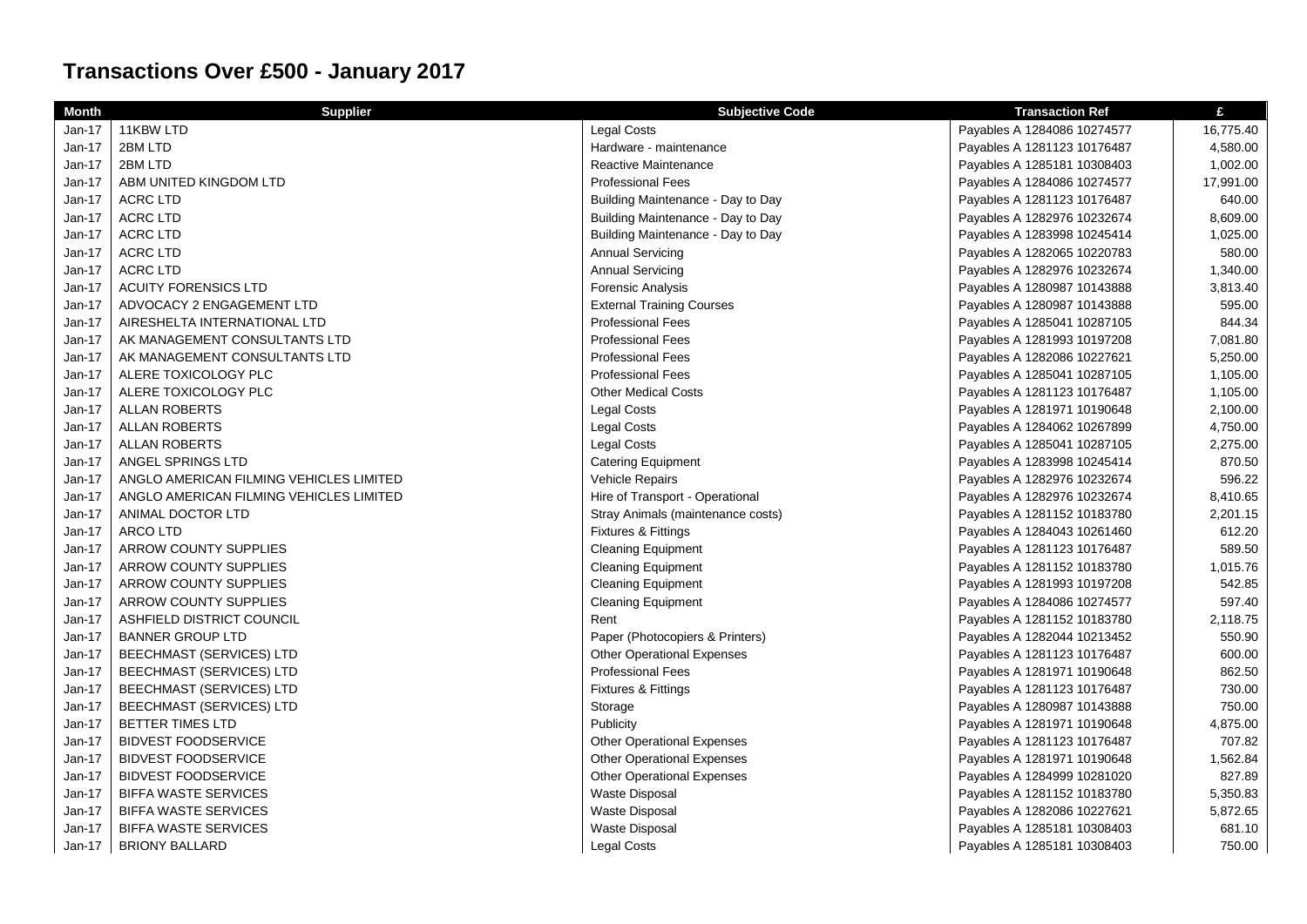# Transactions Over £500 - January 2017

| Month | Supplier | Subjective Code | Transaction Ref | £ |
|---|---|---|---|---|
| Jan-17 | 11KBW LTD | Legal Costs | Payables A 1284086 10274577 | 16,775.40 |
| Jan-17 | 2BM LTD | Hardware - maintenance | Payables A 1281123 10176487 | 4,580.00 |
| Jan-17 | 2BM LTD | Reactive Maintenance | Payables A 1285181 10308403 | 1,002.00 |
| Jan-17 | ABM UNITED KINGDOM LTD | Professional Fees | Payables A 1284086 10274577 | 17,991.00 |
| Jan-17 | ACRC LTD | Building Maintenance - Day to Day | Payables A 1281123 10176487 | 640.00 |
| Jan-17 | ACRC LTD | Building Maintenance - Day to Day | Payables A 1282976 10232674 | 8,609.00 |
| Jan-17 | ACRC LTD | Building Maintenance - Day to Day | Payables A 1283998 10245414 | 1,025.00 |
| Jan-17 | ACRC LTD | Annual Servicing | Payables A 1282065 10220783 | 580.00 |
| Jan-17 | ACRC LTD | Annual Servicing | Payables A 1282976 10232674 | 1,340.00 |
| Jan-17 | ACUITY FORENSICS LTD | Forensic Analysis | Payables A 1280987 10143888 | 3,813.40 |
| Jan-17 | ADVOCACY 2 ENGAGEMENT LTD | External Training Courses | Payables A 1280987 10143888 | 595.00 |
| Jan-17 | AIRESHELTA INTERNATIONAL LTD | Professional Fees | Payables A 1285041 10287105 | 844.34 |
| Jan-17 | AK MANAGEMENT CONSULTANTS LTD | Professional Fees | Payables A 1281993 10197208 | 7,081.80 |
| Jan-17 | AK MANAGEMENT CONSULTANTS LTD | Professional Fees | Payables A 1282086 10227621 | 5,250.00 |
| Jan-17 | ALERE TOXICOLOGY PLC | Professional Fees | Payables A 1285041 10287105 | 1,105.00 |
| Jan-17 | ALERE TOXICOLOGY PLC | Other Medical Costs | Payables A 1281123 10176487 | 1,105.00 |
| Jan-17 | ALLAN ROBERTS | Legal Costs | Payables A 1281971 10190648 | 2,100.00 |
| Jan-17 | ALLAN ROBERTS | Legal Costs | Payables A 1284062 10267899 | 4,750.00 |
| Jan-17 | ALLAN ROBERTS | Legal Costs | Payables A 1285041 10287105 | 2,275.00 |
| Jan-17 | ANGEL SPRINGS LTD | Catering Equipment | Payables A 1283998 10245414 | 870.50 |
| Jan-17 | ANGLO AMERICAN FILMING VEHICLES LIMITED | Vehicle Repairs | Payables A 1282976 10232674 | 596.22 |
| Jan-17 | ANGLO AMERICAN FILMING VEHICLES LIMITED | Hire of Transport - Operational | Payables A 1282976 10232674 | 8,410.65 |
| Jan-17 | ANIMAL DOCTOR LTD | Stray Animals (maintenance costs) | Payables A 1281152 10183780 | 2,201.15 |
| Jan-17 | ARCO LTD | Fixtures & Fittings | Payables A 1284043 10261460 | 612.20 |
| Jan-17 | ARROW COUNTY SUPPLIES | Cleaning Equipment | Payables A 1281123 10176487 | 589.50 |
| Jan-17 | ARROW COUNTY SUPPLIES | Cleaning Equipment | Payables A 1281152 10183780 | 1,015.76 |
| Jan-17 | ARROW COUNTY SUPPLIES | Cleaning Equipment | Payables A 1281993 10197208 | 542.85 |
| Jan-17 | ARROW COUNTY SUPPLIES | Cleaning Equipment | Payables A 1284086 10274577 | 597.40 |
| Jan-17 | ASHFIELD DISTRICT COUNCIL | Rent | Payables A 1281152 10183780 | 2,118.75 |
| Jan-17 | BANNER GROUP LTD | Paper (Photocopiers & Printers) | Payables A 1282044 10213452 | 550.90 |
| Jan-17 | BEECHMAST (SERVICES) LTD | Other Operational Expenses | Payables A 1281123 10176487 | 600.00 |
| Jan-17 | BEECHMAST (SERVICES) LTD | Professional Fees | Payables A 1281971 10190648 | 862.50 |
| Jan-17 | BEECHMAST (SERVICES) LTD | Fixtures & Fittings | Payables A 1281123 10176487 | 730.00 |
| Jan-17 | BEECHMAST (SERVICES) LTD | Storage | Payables A 1280987 10143888 | 750.00 |
| Jan-17 | BETTER TIMES LTD | Publicity | Payables A 1281971 10190648 | 4,875.00 |
| Jan-17 | BIDVEST FOODSERVICE | Other Operational Expenses | Payables A 1281123 10176487 | 707.82 |
| Jan-17 | BIDVEST FOODSERVICE | Other Operational Expenses | Payables A 1281971 10190648 | 1,562.84 |
| Jan-17 | BIDVEST FOODSERVICE | Other Operational Expenses | Payables A 1284999 10281020 | 827.89 |
| Jan-17 | BIFFA WASTE SERVICES | Waste Disposal | Payables A 1281152 10183780 | 5,350.83 |
| Jan-17 | BIFFA WASTE SERVICES | Waste Disposal | Payables A 1282086 10227621 | 5,872.65 |
| Jan-17 | BIFFA WASTE SERVICES | Waste Disposal | Payables A 1285181 10308403 | 681.10 |
| Jan-17 | BRIONY BALLARD | Legal Costs | Payables A 1285181 10308403 | 750.00 |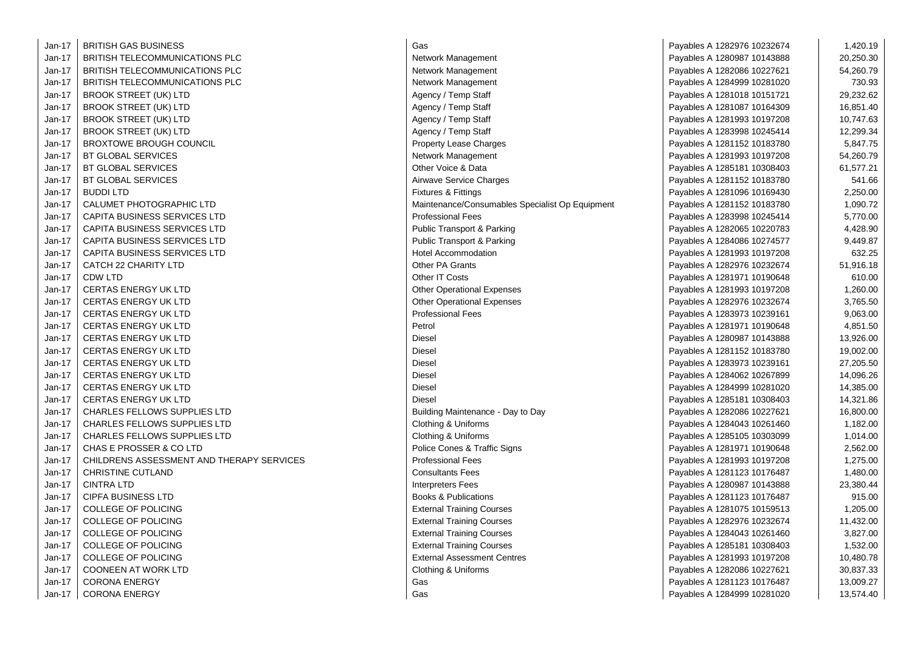| | | | | |
|---|---|---|---|---|
| Jan-17 | BRITISH GAS BUSINESS | Gas | Payables A 1282976 10232674 | 1,420.19 |
| Jan-17 | BRITISH TELECOMMUNICATIONS PLC | Network Management | Payables A 1280987 10143888 | 20,250.30 |
| Jan-17 | BRITISH TELECOMMUNICATIONS PLC | Network Management | Payables A 1282086 10227621 | 54,260.79 |
| Jan-17 | BRITISH TELECOMMUNICATIONS PLC | Network Management | Payables A 1284999 10281020 | 730.93 |
| Jan-17 | BROOK STREET (UK) LTD | Agency / Temp Staff | Payables A 1281018 10151721 | 29,232.62 |
| Jan-17 | BROOK STREET (UK) LTD | Agency / Temp Staff | Payables A 1281087 10164309 | 16,851.40 |
| Jan-17 | BROOK STREET (UK) LTD | Agency / Temp Staff | Payables A 1281993 10197208 | 10,747.63 |
| Jan-17 | BROOK STREET (UK) LTD | Agency / Temp Staff | Payables A 1283998 10245414 | 12,299.34 |
| Jan-17 | BROXTOWE BROUGH COUNCIL | Property Lease Charges | Payables A 1281152 10183780 | 5,847.75 |
| Jan-17 | BT GLOBAL SERVICES | Network Management | Payables A 1281993 10197208 | 54,260.79 |
| Jan-17 | BT GLOBAL SERVICES | Other Voice & Data | Payables A 1285181 10308403 | 61,577.21 |
| Jan-17 | BT GLOBAL SERVICES | Airwave Service Charges | Payables A 1281152 10183780 | 541.66 |
| Jan-17 | BUDDI LTD | Fixtures & Fittings | Payables A 1281096 10169430 | 2,250.00 |
| Jan-17 | CALUMET PHOTOGRAPHIC LTD | Maintenance/Consumables Specialist Op Equipment | Payables A 1281152 10183780 | 1,090.72 |
| Jan-17 | CAPITA BUSINESS SERVICES LTD | Professional Fees | Payables A 1283998 10245414 | 5,770.00 |
| Jan-17 | CAPITA BUSINESS SERVICES LTD | Public Transport & Parking | Payables A 1282065 10220783 | 4,428.90 |
| Jan-17 | CAPITA BUSINESS SERVICES LTD | Public Transport & Parking | Payables A 1284086 10274577 | 9,449.87 |
| Jan-17 | CAPITA BUSINESS SERVICES LTD | Hotel Accommodation | Payables A 1281993 10197208 | 632.25 |
| Jan-17 | CATCH 22 CHARITY LTD | Other PA Grants | Payables A 1282976 10232674 | 51,916.18 |
| Jan-17 | CDW LTD | Other IT Costs | Payables A 1281971 10190648 | 610.00 |
| Jan-17 | CERTAS ENERGY UK LTD | Other Operational Expenses | Payables A 1281993 10197208 | 1,260.00 |
| Jan-17 | CERTAS ENERGY UK LTD | Other Operational Expenses | Payables A 1282976 10232674 | 3,765.50 |
| Jan-17 | CERTAS ENERGY UK LTD | Professional Fees | Payables A 1283973 10239161 | 9,063.00 |
| Jan-17 | CERTAS ENERGY UK LTD | Petrol | Payables A 1281971 10190648 | 4,851.50 |
| Jan-17 | CERTAS ENERGY UK LTD | Diesel | Payables A 1280987 10143888 | 13,926.00 |
| Jan-17 | CERTAS ENERGY UK LTD | Diesel | Payables A 1281152 10183780 | 19,002.00 |
| Jan-17 | CERTAS ENERGY UK LTD | Diesel | Payables A 1283973 10239161 | 27,205.50 |
| Jan-17 | CERTAS ENERGY UK LTD | Diesel | Payables A 1284062 10267899 | 14,096.26 |
| Jan-17 | CERTAS ENERGY UK LTD | Diesel | Payables A 1284999 10281020 | 14,385.00 |
| Jan-17 | CERTAS ENERGY UK LTD | Diesel | Payables A 1285181 10308403 | 14,321.86 |
| Jan-17 | CHARLES FELLOWS SUPPLIES LTD | Building Maintenance - Day to Day | Payables A 1282086 10227621 | 16,800.00 |
| Jan-17 | CHARLES FELLOWS SUPPLIES LTD | Clothing & Uniforms | Payables A 1284043 10261460 | 1,182.00 |
| Jan-17 | CHARLES FELLOWS SUPPLIES LTD | Clothing & Uniforms | Payables A 1285105 10303099 | 1,014.00 |
| Jan-17 | CHAS E PROSSER & CO LTD | Police Cones & Traffic Signs | Payables A 1281971 10190648 | 2,562.00 |
| Jan-17 | CHILDRENS ASSESSMENT AND THERAPY SERVICES | Professional Fees | Payables A 1281993 10197208 | 1,275.00 |
| Jan-17 | CHRISTINE CUTLAND | Consultants Fees | Payables A 1281123 10176487 | 1,480.00 |
| Jan-17 | CINTRA LTD | Interpreters Fees | Payables A 1280987 10143888 | 23,380.44 |
| Jan-17 | CIPFA BUSINESS LTD | Books & Publications | Payables A 1281123 10176487 | 915.00 |
| Jan-17 | COLLEGE OF POLICING | External Training Courses | Payables A 1281075 10159513 | 1,205.00 |
| Jan-17 | COLLEGE OF POLICING | External Training Courses | Payables A 1282976 10232674 | 11,432.00 |
| Jan-17 | COLLEGE OF POLICING | External Training Courses | Payables A 1284043 10261460 | 3,827.00 |
| Jan-17 | COLLEGE OF POLICING | External Training Courses | Payables A 1285181 10308403 | 1,532.00 |
| Jan-17 | COLLEGE OF POLICING | External Assessment Centres | Payables A 1281993 10197208 | 10,480.78 |
| Jan-17 | COONEEN AT WORK LTD | Clothing & Uniforms | Payables A 1282086 10227621 | 30,837.33 |
| Jan-17 | CORONA ENERGY | Gas | Payables A 1281123 10176487 | 13,009.27 |
| Jan-17 | CORONA ENERGY | Gas | Payables A 1284999 10281020 | 13,574.40 |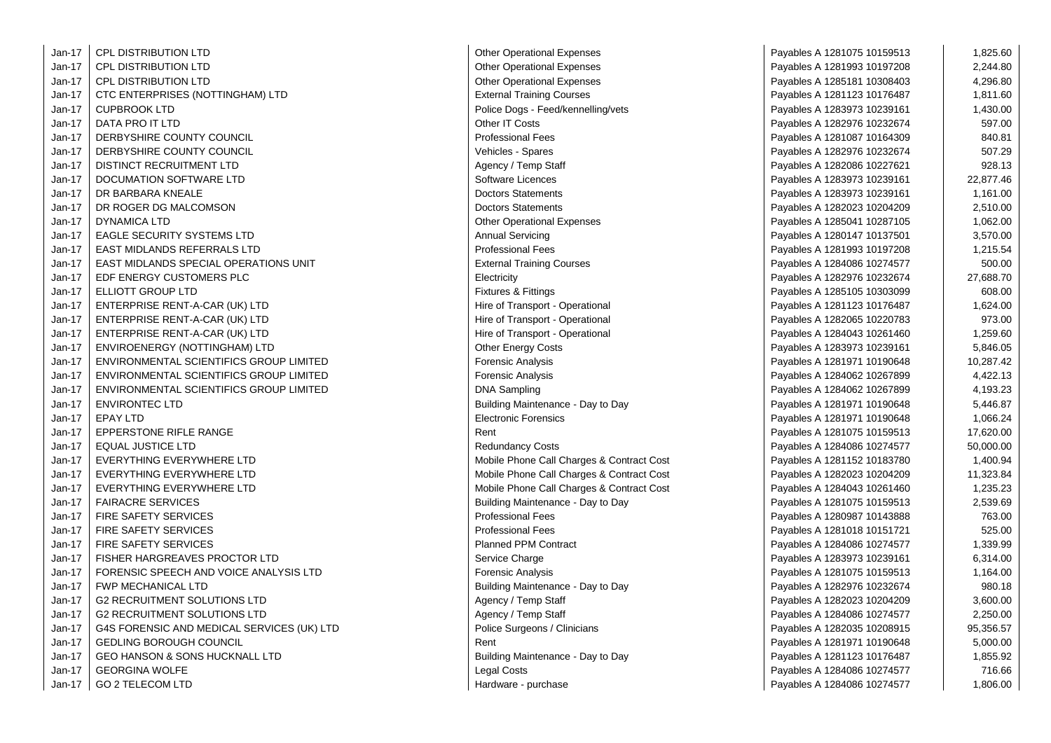| Jan-17 | CPL DISTRIBUTION LTD | Other Operational Expenses | Payables A 1281075 10159513 | 1,825.60 |
|---|---|---|---|---|
| Jan-17 | CPL DISTRIBUTION LTD | Other Operational Expenses | Payables A 1281993 10197208 | 2,244.80 |
| Jan-17 | CPL DISTRIBUTION LTD | Other Operational Expenses | Payables A 1285181 10308403 | 4,296.80 |
| Jan-17 | CTC ENTERPRISES (NOTTINGHAM) LTD | External Training Courses | Payables A 1281123 10176487 | 1,811.60 |
| Jan-17 | CUPBROOK LTD | Police Dogs - Feed/kennelling/vets | Payables A 1283973 10239161 | 1,430.00 |
| Jan-17 | DATA PRO IT LTD | Other IT Costs | Payables A 1282976 10232674 | 597.00 |
| Jan-17 | DERBYSHIRE COUNTY COUNCIL | Professional Fees | Payables A 1281087 10164309 | 840.81 |
| Jan-17 | DERBYSHIRE COUNTY COUNCIL | Vehicles - Spares | Payables A 1282976 10232674 | 507.29 |
| Jan-17 | DISTINCT RECRUITMENT LTD | Agency / Temp Staff | Payables A 1282086 10227621 | 928.13 |
| Jan-17 | DOCUMATION SOFTWARE LTD | Software Licences | Payables A 1283973 10239161 | 22,877.46 |
| Jan-17 | DR BARBARA KNEALE | Doctors Statements | Payables A 1283973 10239161 | 1,161.00 |
| Jan-17 | DR ROGER DG MALCOMSON | Doctors Statements | Payables A 1282023 10204209 | 2,510.00 |
| Jan-17 | DYNAMICA LTD | Other Operational Expenses | Payables A 1285041 10287105 | 1,062.00 |
| Jan-17 | EAGLE SECURITY SYSTEMS LTD | Annual Servicing | Payables A 1280147 10137501 | 3,570.00 |
| Jan-17 | EAST MIDLANDS REFERRALS LTD | Professional Fees | Payables A 1281993 10197208 | 1,215.54 |
| Jan-17 | EAST MIDLANDS SPECIAL OPERATIONS UNIT | External Training Courses | Payables A 1284086 10274577 | 500.00 |
| Jan-17 | EDF ENERGY CUSTOMERS PLC | Electricity | Payables A 1282976 10232674 | 27,688.70 |
| Jan-17 | ELLIOTT GROUP LTD | Fixtures & Fittings | Payables A 1285105 10303099 | 608.00 |
| Jan-17 | ENTERPRISE RENT-A-CAR (UK) LTD | Hire of Transport - Operational | Payables A 1281123 10176487 | 1,624.00 |
| Jan-17 | ENTERPRISE RENT-A-CAR (UK) LTD | Hire of Transport - Operational | Payables A 1282065 10220783 | 973.00 |
| Jan-17 | ENTERPRISE RENT-A-CAR (UK) LTD | Hire of Transport - Operational | Payables A 1284043 10261460 | 1,259.60 |
| Jan-17 | ENVIROENERGY (NOTTINGHAM) LTD | Other Energy Costs | Payables A 1283973 10239161 | 5,846.05 |
| Jan-17 | ENVIRONMENTAL SCIENTIFICS GROUP LIMITED | Forensic Analysis | Payables A 1281971 10190648 | 10,287.42 |
| Jan-17 | ENVIRONMENTAL SCIENTIFICS GROUP LIMITED | Forensic Analysis | Payables A 1284062 10267899 | 4,422.13 |
| Jan-17 | ENVIRONMENTAL SCIENTIFICS GROUP LIMITED | DNA Sampling | Payables A 1284062 10267899 | 4,193.23 |
| Jan-17 | ENVIRONTEC LTD | Building Maintenance - Day to Day | Payables A 1281971 10190648 | 5,446.87 |
| Jan-17 | EPAY LTD | Electronic Forensics | Payables A 1281971 10190648 | 1,066.24 |
| Jan-17 | EPPERSTONE RIFLE RANGE | Rent | Payables A 1281075 10159513 | 17,620.00 |
| Jan-17 | EQUAL JUSTICE LTD | Redundancy Costs | Payables A 1284086 10274577 | 50,000.00 |
| Jan-17 | EVERYTHING EVERYWHERE LTD | Mobile Phone Call Charges & Contract Cost | Payables A 1281152 10183780 | 1,400.94 |
| Jan-17 | EVERYTHING EVERYWHERE LTD | Mobile Phone Call Charges & Contract Cost | Payables A 1282023 10204209 | 11,323.84 |
| Jan-17 | EVERYTHING EVERYWHERE LTD | Mobile Phone Call Charges & Contract Cost | Payables A 1284043 10261460 | 1,235.23 |
| Jan-17 | FAIRACRE SERVICES | Building Maintenance - Day to Day | Payables A 1281075 10159513 | 2,539.69 |
| Jan-17 | FIRE SAFETY SERVICES | Professional Fees | Payables A 1280987 10143888 | 763.00 |
| Jan-17 | FIRE SAFETY SERVICES | Professional Fees | Payables A 1281018 10151721 | 525.00 |
| Jan-17 | FIRE SAFETY SERVICES | Planned PPM Contract | Payables A 1284086 10274577 | 1,339.99 |
| Jan-17 | FISHER HARGREAVES PROCTOR LTD | Service Charge | Payables A 1283973 10239161 | 6,314.00 |
| Jan-17 | FORENSIC SPEECH AND VOICE ANALYSIS LTD | Forensic Analysis | Payables A 1281075 10159513 | 1,164.00 |
| Jan-17 | FWP MECHANICAL LTD | Building Maintenance - Day to Day | Payables A 1282976 10232674 | 980.18 |
| Jan-17 | G2 RECRUITMENT SOLUTIONS LTD | Agency / Temp Staff | Payables A 1282023 10204209 | 3,600.00 |
| Jan-17 | G2 RECRUITMENT SOLUTIONS LTD | Agency / Temp Staff | Payables A 1284086 10274577 | 2,250.00 |
| Jan-17 | G4S FORENSIC AND MEDICAL SERVICES (UK) LTD | Police Surgeons / Clinicians | Payables A 1282035 10208915 | 95,356.57 |
| Jan-17 | GEDLING BOROUGH COUNCIL | Rent | Payables A 1281971 10190648 | 5,000.00 |
| Jan-17 | GEO HANSON & SONS HUCKNALL LTD | Building Maintenance - Day to Day | Payables A 1281123 10176487 | 1,855.92 |
| Jan-17 | GEORGINA WOLFE | Legal Costs | Payables A 1284086 10274577 | 716.66 |
| Jan-17 | GO 2 TELECOM LTD | Hardware - purchase | Payables A 1284086 10274577 | 1,806.00 |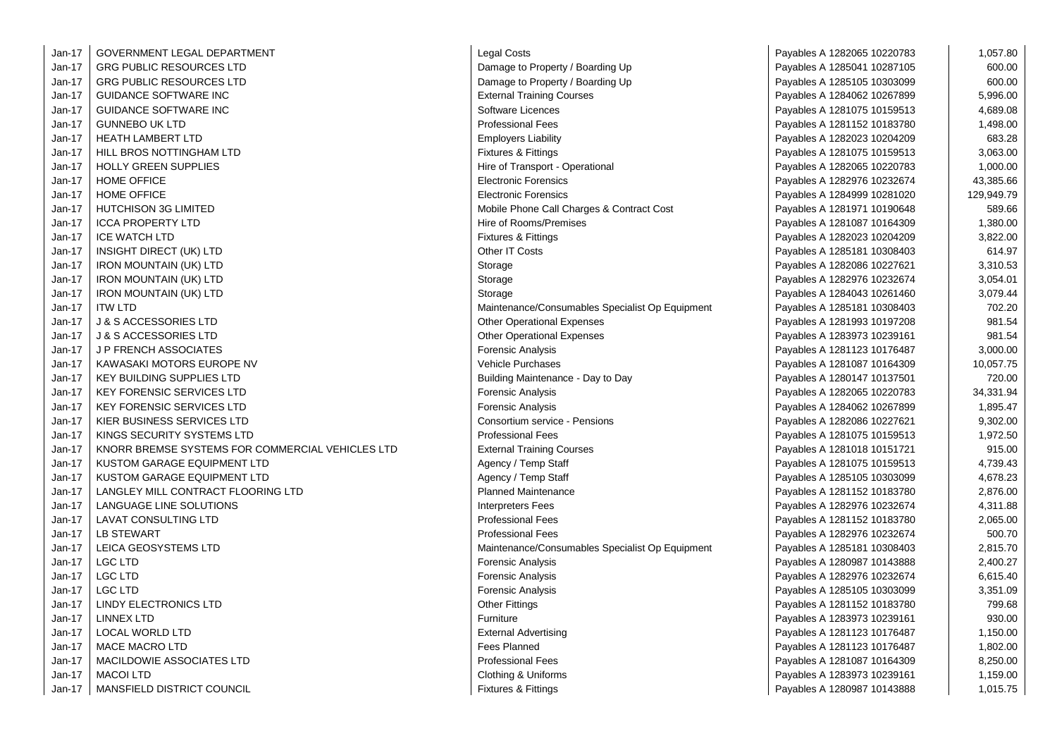| | | | | |
|---|---|---|---|---|
| Jan-17 | GOVERNMENT LEGAL DEPARTMENT | Legal Costs | Payables A 1282065 10220783 | 1,057.80 |
| Jan-17 | GRG PUBLIC RESOURCES LTD | Damage to Property / Boarding Up | Payables A 1285041 10287105 | 600.00 |
| Jan-17 | GRG PUBLIC RESOURCES LTD | Damage to Property / Boarding Up | Payables A 1285105 10303099 | 600.00 |
| Jan-17 | GUIDANCE SOFTWARE INC | External Training Courses | Payables A 1284062 10267899 | 5,996.00 |
| Jan-17 | GUIDANCE SOFTWARE INC | Software Licences | Payables A 1281075 10159513 | 4,689.08 |
| Jan-17 | GUNNEBO UK LTD | Professional Fees | Payables A 1281152 10183780 | 1,498.00 |
| Jan-17 | HEATH LAMBERT LTD | Employers Liability | Payables A 1282023 10204209 | 683.28 |
| Jan-17 | HILL BROS NOTTINGHAM LTD | Fixtures & Fittings | Payables A 1281075 10159513 | 3,063.00 |
| Jan-17 | HOLLY GREEN SUPPLIES | Hire of Transport - Operational | Payables A 1282065 10220783 | 1,000.00 |
| Jan-17 | HOME OFFICE | Electronic Forensics | Payables A 1282976 10232674 | 43,385.66 |
| Jan-17 | HOME OFFICE | Electronic Forensics | Payables A 1284999 10281020 | 129,949.79 |
| Jan-17 | HUTCHISON 3G LIMITED | Mobile Phone Call Charges & Contract Cost | Payables A 1281971 10190648 | 589.66 |
| Jan-17 | ICCA PROPERTY LTD | Hire of Rooms/Premises | Payables A 1281087 10164309 | 1,380.00 |
| Jan-17 | ICE WATCH LTD | Fixtures & Fittings | Payables A 1282023 10204209 | 3,822.00 |
| Jan-17 | INSIGHT DIRECT (UK) LTD | Other IT Costs | Payables A 1285181 10308403 | 614.97 |
| Jan-17 | IRON MOUNTAIN (UK) LTD | Storage | Payables A 1282086 10227621 | 3,310.53 |
| Jan-17 | IRON MOUNTAIN (UK) LTD | Storage | Payables A 1282976 10232674 | 3,054.01 |
| Jan-17 | IRON MOUNTAIN (UK) LTD | Storage | Payables A 1284043 10261460 | 3,079.44 |
| Jan-17 | ITW LTD | Maintenance/Consumables Specialist Op Equipment | Payables A 1285181 10308403 | 702.20 |
| Jan-17 | J & S ACCESSORIES LTD | Other Operational Expenses | Payables A 1281993 10197208 | 981.54 |
| Jan-17 | J & S ACCESSORIES LTD | Other Operational Expenses | Payables A 1283973 10239161 | 981.54 |
| Jan-17 | J P FRENCH ASSOCIATES | Forensic Analysis | Payables A 1281123 10176487 | 3,000.00 |
| Jan-17 | KAWASAKI MOTORS EUROPE NV | Vehicle Purchases | Payables A 1281087 10164309 | 10,057.75 |
| Jan-17 | KEY BUILDING SUPPLIES LTD | Building Maintenance - Day to Day | Payables A 1280147 10137501 | 720.00 |
| Jan-17 | KEY FORENSIC SERVICES LTD | Forensic Analysis | Payables A 1282065 10220783 | 34,331.94 |
| Jan-17 | KEY FORENSIC SERVICES LTD | Forensic Analysis | Payables A 1284062 10267899 | 1,895.47 |
| Jan-17 | KIER BUSINESS SERVICES LTD | Consortium service - Pensions | Payables A 1282086 10227621 | 9,302.00 |
| Jan-17 | KINGS SECURITY SYSTEMS LTD | Professional Fees | Payables A 1281075 10159513 | 1,972.50 |
| Jan-17 | KNORR BREMSE SYSTEMS FOR COMMERCIAL VEHICLES LTD | External Training Courses | Payables A 1281018 10151721 | 915.00 |
| Jan-17 | KUSTOM GARAGE EQUIPMENT LTD | Agency / Temp Staff | Payables A 1281075 10159513 | 4,739.43 |
| Jan-17 | KUSTOM GARAGE EQUIPMENT LTD | Agency / Temp Staff | Payables A 1285105 10303099 | 4,678.23 |
| Jan-17 | LANGLEY MILL CONTRACT FLOORING LTD | Planned Maintenance | Payables A 1281152 10183780 | 2,876.00 |
| Jan-17 | LANGUAGE LINE SOLUTIONS | Interpreters Fees | Payables A 1282976 10232674 | 4,311.88 |
| Jan-17 | LAVAT CONSULTING LTD | Professional Fees | Payables A 1281152 10183780 | 2,065.00 |
| Jan-17 | LB STEWART | Professional Fees | Payables A 1282976 10232674 | 500.70 |
| Jan-17 | LEICA GEOSYSTEMS LTD | Maintenance/Consumables Specialist Op Equipment | Payables A 1285181 10308403 | 2,815.70 |
| Jan-17 | LGC LTD | Forensic Analysis | Payables A 1280987 10143888 | 2,400.27 |
| Jan-17 | LGC LTD | Forensic Analysis | Payables A 1282976 10232674 | 6,615.40 |
| Jan-17 | LGC LTD | Forensic Analysis | Payables A 1285105 10303099 | 3,351.09 |
| Jan-17 | LINDY ELECTRONICS LTD | Other Fittings | Payables A 1281152 10183780 | 799.68 |
| Jan-17 | LINNEX LTD | Furniture | Payables A 1283973 10239161 | 930.00 |
| Jan-17 | LOCAL WORLD LTD | External Advertising | Payables A 1281123 10176487 | 1,150.00 |
| Jan-17 | MACE MACRO LTD | Fees Planned | Payables A 1281123 10176487 | 1,802.00 |
| Jan-17 | MACILDOWIE ASSOCIATES LTD | Professional Fees | Payables A 1281087 10164309 | 8,250.00 |
| Jan-17 | MACOI LTD | Clothing & Uniforms | Payables A 1283973 10239161 | 1,159.00 |
| Jan-17 | MANSFIELD DISTRICT COUNCIL | Fixtures & Fittings | Payables A 1280987 10143888 | 1,015.75 |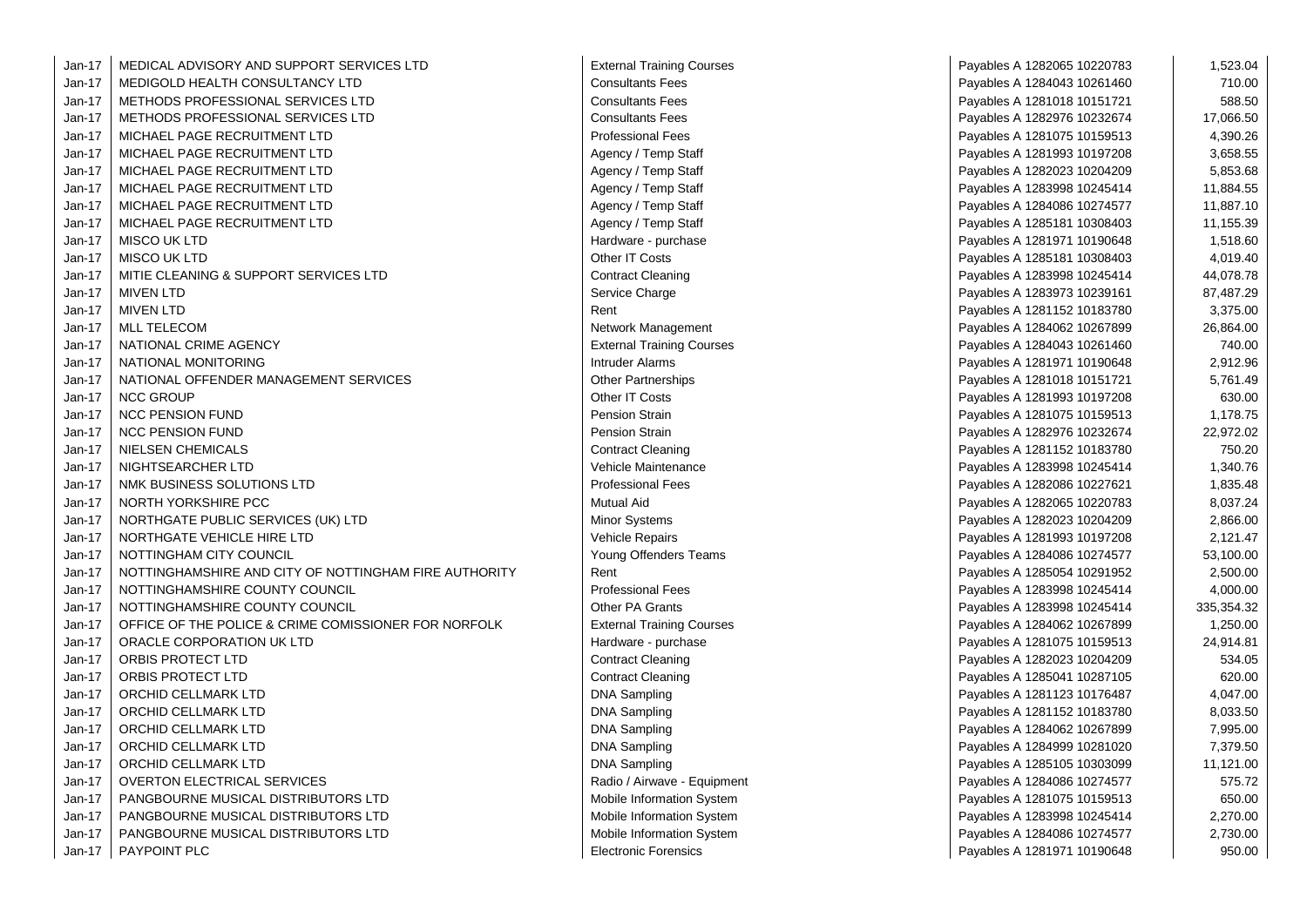| | | | | |
|---|---|---|---|---|
| Jan-17 | MEDICAL ADVISORY AND SUPPORT SERVICES LTD | External Training Courses | Payables A 1282065 10220783 | 1,523.04 |
| Jan-17 | MEDIGOLD HEALTH CONSULTANCY LTD | Consultants Fees | Payables A 1284043 10261460 | 710.00 |
| Jan-17 | METHODS PROFESSIONAL SERVICES LTD | Consultants Fees | Payables A 1281018 10151721 | 588.50 |
| Jan-17 | METHODS PROFESSIONAL SERVICES LTD | Consultants Fees | Payables A 1282976 10232674 | 17,066.50 |
| Jan-17 | MICHAEL PAGE RECRUITMENT LTD | Professional Fees | Payables A 1281075 10159513 | 4,390.26 |
| Jan-17 | MICHAEL PAGE RECRUITMENT LTD | Agency / Temp Staff | Payables A 1281993 10197208 | 3,658.55 |
| Jan-17 | MICHAEL PAGE RECRUITMENT LTD | Agency / Temp Staff | Payables A 1282023 10204209 | 5,853.68 |
| Jan-17 | MICHAEL PAGE RECRUITMENT LTD | Agency / Temp Staff | Payables A 1283998 10245414 | 11,884.55 |
| Jan-17 | MICHAEL PAGE RECRUITMENT LTD | Agency / Temp Staff | Payables A 1284086 10274577 | 11,887.10 |
| Jan-17 | MICHAEL PAGE RECRUITMENT LTD | Agency / Temp Staff | Payables A 1285181 10308403 | 11,155.39 |
| Jan-17 | MISCO UK LTD | Hardware - purchase | Payables A 1281971 10190648 | 1,518.60 |
| Jan-17 | MISCO UK LTD | Other IT Costs | Payables A 1285181 10308403 | 4,019.40 |
| Jan-17 | MITIE CLEANING & SUPPORT SERVICES LTD | Contract Cleaning | Payables A 1283998 10245414 | 44,078.78 |
| Jan-17 | MIVEN LTD | Service Charge | Payables A 1283973 10239161 | 87,487.29 |
| Jan-17 | MIVEN LTD | Rent | Payables A 1281152 10183780 | 3,375.00 |
| Jan-17 | MLL TELECOM | Network Management | Payables A 1284062 10267899 | 26,864.00 |
| Jan-17 | NATIONAL CRIME AGENCY | External Training Courses | Payables A 1284043 10261460 | 740.00 |
| Jan-17 | NATIONAL MONITORING | Intruder Alarms | Payables A 1281971 10190648 | 2,912.96 |
| Jan-17 | NATIONAL OFFENDER MANAGEMENT SERVICES | Other Partnerships | Payables A 1281018 10151721 | 5,761.49 |
| Jan-17 | NCC GROUP | Other IT Costs | Payables A 1281993 10197208 | 630.00 |
| Jan-17 | NCC PENSION FUND | Pension Strain | Payables A 1281075 10159513 | 1,178.75 |
| Jan-17 | NCC PENSION FUND | Pension Strain | Payables A 1282976 10232674 | 22,972.02 |
| Jan-17 | NIELSEN CHEMICALS | Contract Cleaning | Payables A 1281152 10183780 | 750.20 |
| Jan-17 | NIGHTSEARCHER LTD | Vehicle Maintenance | Payables A 1283998 10245414 | 1,340.76 |
| Jan-17 | NMK BUSINESS SOLUTIONS LTD | Professional Fees | Payables A 1282086 10227621 | 1,835.48 |
| Jan-17 | NORTH YORKSHIRE PCC | Mutual Aid | Payables A 1282065 10220783 | 8,037.24 |
| Jan-17 | NORTHGATE PUBLIC SERVICES (UK) LTD | Minor Systems | Payables A 1282023 10204209 | 2,866.00 |
| Jan-17 | NORTHGATE VEHICLE HIRE LTD | Vehicle Repairs | Payables A 1281993 10197208 | 2,121.47 |
| Jan-17 | NOTTINGHAM CITY COUNCIL | Young Offenders Teams | Payables A 1284086 10274577 | 53,100.00 |
| Jan-17 | NOTTINGHAMSHIRE AND CITY OF NOTTINGHAM FIRE AUTHORITY | Rent | Payables A 1285054 10291952 | 2,500.00 |
| Jan-17 | NOTTINGHAMSHIRE COUNTY COUNCIL | Professional Fees | Payables A 1283998 10245414 | 4,000.00 |
| Jan-17 | NOTTINGHAMSHIRE COUNTY COUNCIL | Other PA Grants | Payables A 1283998 10245414 | 335,354.32 |
| Jan-17 | OFFICE OF THE POLICE & CRIME COMISSIONER FOR NORFOLK | External Training Courses | Payables A 1284062 10267899 | 1,250.00 |
| Jan-17 | ORACLE CORPORATION UK LTD | Hardware - purchase | Payables A 1281075 10159513 | 24,914.81 |
| Jan-17 | ORBIS PROTECT LTD | Contract Cleaning | Payables A 1282023 10204209 | 534.05 |
| Jan-17 | ORBIS PROTECT LTD | Contract Cleaning | Payables A 1285041 10287105 | 620.00 |
| Jan-17 | ORCHID CELLMARK LTD | DNA Sampling | Payables A 1281123 10176487 | 4,047.00 |
| Jan-17 | ORCHID CELLMARK LTD | DNA Sampling | Payables A 1281152 10183780 | 8,033.50 |
| Jan-17 | ORCHID CELLMARK LTD | DNA Sampling | Payables A 1284062 10267899 | 7,995.00 |
| Jan-17 | ORCHID CELLMARK LTD | DNA Sampling | Payables A 1284999 10281020 | 7,379.50 |
| Jan-17 | ORCHID CELLMARK LTD | DNA Sampling | Payables A 1285105 10303099 | 11,121.00 |
| Jan-17 | OVERTON ELECTRICAL SERVICES | Radio / Airwave - Equipment | Payables A 1284086 10274577 | 575.72 |
| Jan-17 | PANGBOURNE MUSICAL DISTRIBUTORS LTD | Mobile Information System | Payables A 1281075 10159513 | 650.00 |
| Jan-17 | PANGBOURNE MUSICAL DISTRIBUTORS LTD | Mobile Information System | Payables A 1283998 10245414 | 2,270.00 |
| Jan-17 | PANGBOURNE MUSICAL DISTRIBUTORS LTD | Mobile Information System | Payables A 1284086 10274577 | 2,730.00 |
| Jan-17 | PAYPOINT PLC | Electronic Forensics | Payables A 1281971 10190648 | 950.00 |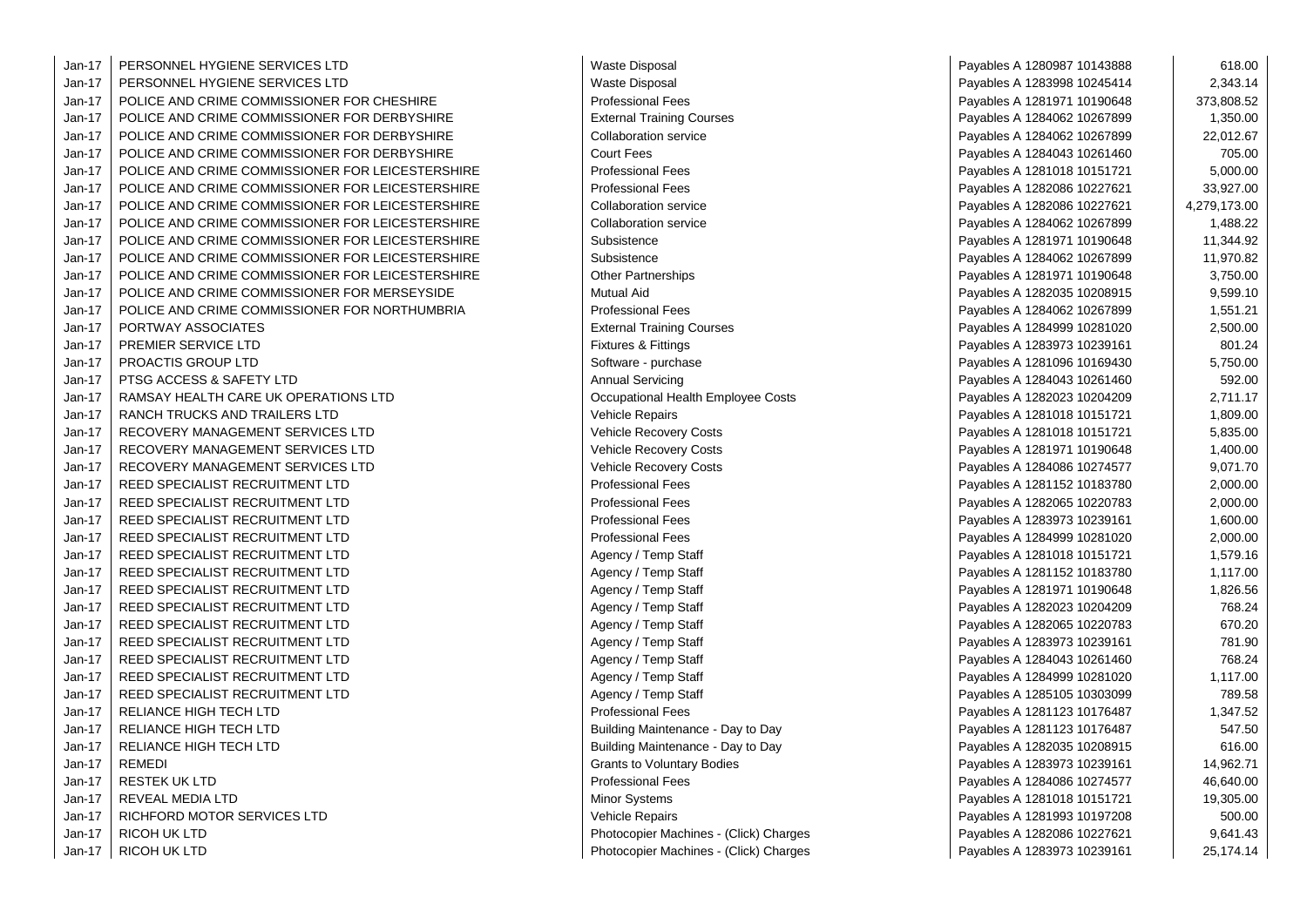| | | | | |
|---|---|---|---|---|
| Jan-17 | PERSONNEL HYGIENE SERVICES LTD | Waste Disposal | Payables A 1280987 10143888 | 618.00 |
| Jan-17 | PERSONNEL HYGIENE SERVICES LTD | Waste Disposal | Payables A 1283998 10245414 | 2,343.14 |
| Jan-17 | POLICE AND CRIME COMMISSIONER FOR CHESHIRE | Professional Fees | Payables A 1281971 10190648 | 373,808.52 |
| Jan-17 | POLICE AND CRIME COMMISSIONER FOR DERBYSHIRE | External Training Courses | Payables A 1284062 10267899 | 1,350.00 |
| Jan-17 | POLICE AND CRIME COMMISSIONER FOR DERBYSHIRE | Collaboration service | Payables A 1284062 10267899 | 22,012.67 |
| Jan-17 | POLICE AND CRIME COMMISSIONER FOR DERBYSHIRE | Court Fees | Payables A 1284043 10261460 | 705.00 |
| Jan-17 | POLICE AND CRIME COMMISSIONER FOR LEICESTERSHIRE | Professional Fees | Payables A 1281018 10151721 | 5,000.00 |
| Jan-17 | POLICE AND CRIME COMMISSIONER FOR LEICESTERSHIRE | Professional Fees | Payables A 1282086 10227621 | 33,927.00 |
| Jan-17 | POLICE AND CRIME COMMISSIONER FOR LEICESTERSHIRE | Collaboration service | Payables A 1282086 10227621 | 4,279,173.00 |
| Jan-17 | POLICE AND CRIME COMMISSIONER FOR LEICESTERSHIRE | Collaboration service | Payables A 1284062 10267899 | 1,488.22 |
| Jan-17 | POLICE AND CRIME COMMISSIONER FOR LEICESTERSHIRE | Subsistence | Payables A 1281971 10190648 | 11,344.92 |
| Jan-17 | POLICE AND CRIME COMMISSIONER FOR LEICESTERSHIRE | Subsistence | Payables A 1284062 10267899 | 11,970.82 |
| Jan-17 | POLICE AND CRIME COMMISSIONER FOR LEICESTERSHIRE | Other Partnerships | Payables A 1281971 10190648 | 3,750.00 |
| Jan-17 | POLICE AND CRIME COMMISSIONER FOR MERSEYSIDE | Mutual Aid | Payables A 1282035 10208915 | 9,599.10 |
| Jan-17 | POLICE AND CRIME COMMISSIONER FOR NORTHUMBRIA | Professional Fees | Payables A 1284062 10267899 | 1,551.21 |
| Jan-17 | PORTWAY ASSOCIATES | External Training Courses | Payables A 1284999 10281020 | 2,500.00 |
| Jan-17 | PREMIER SERVICE LTD | Fixtures & Fittings | Payables A 1283973 10239161 | 801.24 |
| Jan-17 | PROACTIS GROUP LTD | Software - purchase | Payables A 1281096 10169430 | 5,750.00 |
| Jan-17 | PTSG ACCESS & SAFETY LTD | Annual Servicing | Payables A 1284043 10261460 | 592.00 |
| Jan-17 | RAMSAY HEALTH CARE UK OPERATIONS LTD | Occupational Health Employee Costs | Payables A 1282023 10204209 | 2,711.17 |
| Jan-17 | RANCH TRUCKS AND TRAILERS LTD | Vehicle Repairs | Payables A 1281018 10151721 | 1,809.00 |
| Jan-17 | RECOVERY MANAGEMENT SERVICES LTD | Vehicle Recovery Costs | Payables A 1281018 10151721 | 5,835.00 |
| Jan-17 | RECOVERY MANAGEMENT SERVICES LTD | Vehicle Recovery Costs | Payables A 1281971 10190648 | 1,400.00 |
| Jan-17 | RECOVERY MANAGEMENT SERVICES LTD | Vehicle Recovery Costs | Payables A 1284086 10274577 | 9,071.70 |
| Jan-17 | REED SPECIALIST RECRUITMENT LTD | Professional Fees | Payables A 1281152 10183780 | 2,000.00 |
| Jan-17 | REED SPECIALIST RECRUITMENT LTD | Professional Fees | Payables A 1282065 10220783 | 2,000.00 |
| Jan-17 | REED SPECIALIST RECRUITMENT LTD | Professional Fees | Payables A 1283973 10239161 | 1,600.00 |
| Jan-17 | REED SPECIALIST RECRUITMENT LTD | Professional Fees | Payables A 1284999 10281020 | 2,000.00 |
| Jan-17 | REED SPECIALIST RECRUITMENT LTD | Agency / Temp Staff | Payables A 1281018 10151721 | 1,579.16 |
| Jan-17 | REED SPECIALIST RECRUITMENT LTD | Agency / Temp Staff | Payables A 1281152 10183780 | 1,117.00 |
| Jan-17 | REED SPECIALIST RECRUITMENT LTD | Agency / Temp Staff | Payables A 1281971 10190648 | 1,826.56 |
| Jan-17 | REED SPECIALIST RECRUITMENT LTD | Agency / Temp Staff | Payables A 1282023 10204209 | 768.24 |
| Jan-17 | REED SPECIALIST RECRUITMENT LTD | Agency / Temp Staff | Payables A 1282065 10220783 | 670.20 |
| Jan-17 | REED SPECIALIST RECRUITMENT LTD | Agency / Temp Staff | Payables A 1283973 10239161 | 781.90 |
| Jan-17 | REED SPECIALIST RECRUITMENT LTD | Agency / Temp Staff | Payables A 1284043 10261460 | 768.24 |
| Jan-17 | REED SPECIALIST RECRUITMENT LTD | Agency / Temp Staff | Payables A 1284999 10281020 | 1,117.00 |
| Jan-17 | REED SPECIALIST RECRUITMENT LTD | Agency / Temp Staff | Payables A 1285105 10303099 | 789.58 |
| Jan-17 | RELIANCE HIGH TECH LTD | Professional Fees | Payables A 1281123 10176487 | 1,347.52 |
| Jan-17 | RELIANCE HIGH TECH LTD | Building Maintenance - Day to Day | Payables A 1281123 10176487 | 547.50 |
| Jan-17 | RELIANCE HIGH TECH LTD | Building Maintenance - Day to Day | Payables A 1282035 10208915 | 616.00 |
| Jan-17 | REMEDI | Grants to Voluntary Bodies | Payables A 1283973 10239161 | 14,962.71 |
| Jan-17 | RESTEK UK LTD | Professional Fees | Payables A 1284086 10274577 | 46,640.00 |
| Jan-17 | REVEAL MEDIA LTD | Minor Systems | Payables A 1281018 10151721 | 19,305.00 |
| Jan-17 | RICHFORD MOTOR SERVICES LTD | Vehicle Repairs | Payables A 1281993 10197208 | 500.00 |
| Jan-17 | RICOH UK LTD | Photocopier Machines - (Click) Charges | Payables A 1282086 10227621 | 9,641.43 |
| Jan-17 | RICOH UK LTD | Photocopier Machines - (Click) Charges | Payables A 1283973 10239161 | 25,174.14 |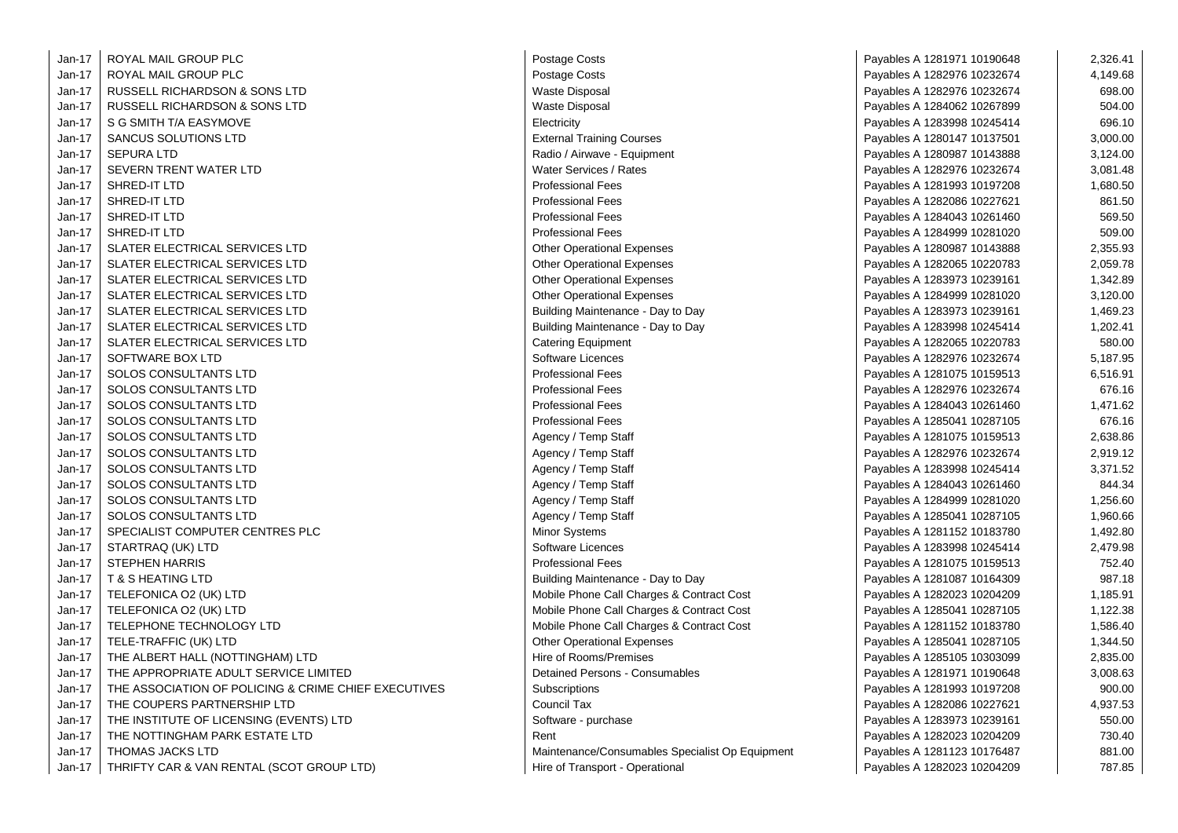| | | | | |
|---|---|---|---|---|
| Jan-17 | ROYAL MAIL GROUP PLC | Postage Costs | Payables A 1281971 10190648 | 2,326.41 |
| Jan-17 | ROYAL MAIL GROUP PLC | Postage Costs | Payables A 1282976 10232674 | 4,149.68 |
| Jan-17 | RUSSELL RICHARDSON & SONS LTD | Waste Disposal | Payables A 1282976 10232674 | 698.00 |
| Jan-17 | RUSSELL RICHARDSON & SONS LTD | Waste Disposal | Payables A 1284062 10267899 | 504.00 |
| Jan-17 | S G SMITH T/A EASYMOVE | Electricity | Payables A 1283998 10245414 | 696.10 |
| Jan-17 | SANCUS SOLUTIONS LTD | External Training Courses | Payables A 1280147 10137501 | 3,000.00 |
| Jan-17 | SEPURA LTD | Radio / Airwave - Equipment | Payables A 1280987 10143888 | 3,124.00 |
| Jan-17 | SEVERN TRENT WATER LTD | Water Services / Rates | Payables A 1282976 10232674 | 3,081.48 |
| Jan-17 | SHRED-IT LTD | Professional Fees | Payables A 1281993 10197208 | 1,680.50 |
| Jan-17 | SHRED-IT LTD | Professional Fees | Payables A 1282086 10227621 | 861.50 |
| Jan-17 | SHRED-IT LTD | Professional Fees | Payables A 1284043 10261460 | 569.50 |
| Jan-17 | SHRED-IT LTD | Professional Fees | Payables A 1284999 10281020 | 509.00 |
| Jan-17 | SLATER ELECTRICAL SERVICES LTD | Other Operational Expenses | Payables A 1280987 10143888 | 2,355.93 |
| Jan-17 | SLATER ELECTRICAL SERVICES LTD | Other Operational Expenses | Payables A 1282065 10220783 | 2,059.78 |
| Jan-17 | SLATER ELECTRICAL SERVICES LTD | Other Operational Expenses | Payables A 1283973 10239161 | 1,342.89 |
| Jan-17 | SLATER ELECTRICAL SERVICES LTD | Other Operational Expenses | Payables A 1284999 10281020 | 3,120.00 |
| Jan-17 | SLATER ELECTRICAL SERVICES LTD | Building Maintenance - Day to Day | Payables A 1283973 10239161 | 1,469.23 |
| Jan-17 | SLATER ELECTRICAL SERVICES LTD | Building Maintenance - Day to Day | Payables A 1283998 10245414 | 1,202.41 |
| Jan-17 | SLATER ELECTRICAL SERVICES LTD | Catering Equipment | Payables A 1282065 10220783 | 580.00 |
| Jan-17 | SOFTWARE BOX LTD | Software Licences | Payables A 1282976 10232674 | 5,187.95 |
| Jan-17 | SOLOS CONSULTANTS LTD | Professional Fees | Payables A 1281075 10159513 | 6,516.91 |
| Jan-17 | SOLOS CONSULTANTS LTD | Professional Fees | Payables A 1282976 10232674 | 676.16 |
| Jan-17 | SOLOS CONSULTANTS LTD | Professional Fees | Payables A 1284043 10261460 | 1,471.62 |
| Jan-17 | SOLOS CONSULTANTS LTD | Professional Fees | Payables A 1285041 10287105 | 676.16 |
| Jan-17 | SOLOS CONSULTANTS LTD | Agency / Temp Staff | Payables A 1281075 10159513 | 2,638.86 |
| Jan-17 | SOLOS CONSULTANTS LTD | Agency / Temp Staff | Payables A 1282976 10232674 | 2,919.12 |
| Jan-17 | SOLOS CONSULTANTS LTD | Agency / Temp Staff | Payables A 1283998 10245414 | 3,371.52 |
| Jan-17 | SOLOS CONSULTANTS LTD | Agency / Temp Staff | Payables A 1284043 10261460 | 844.34 |
| Jan-17 | SOLOS CONSULTANTS LTD | Agency / Temp Staff | Payables A 1284999 10281020 | 1,256.60 |
| Jan-17 | SOLOS CONSULTANTS LTD | Agency / Temp Staff | Payables A 1285041 10287105 | 1,960.66 |
| Jan-17 | SPECIALIST COMPUTER CENTRES PLC | Minor Systems | Payables A 1281152 10183780 | 1,492.80 |
| Jan-17 | STARTRAQ (UK) LTD | Software Licences | Payables A 1283998 10245414 | 2,479.98 |
| Jan-17 | STEPHEN HARRIS | Professional Fees | Payables A 1281075 10159513 | 752.40 |
| Jan-17 | T & S HEATING LTD | Building Maintenance - Day to Day | Payables A 1281087 10164309 | 987.18 |
| Jan-17 | TELEFONICA O2 (UK) LTD | Mobile Phone Call Charges & Contract Cost | Payables A 1282023 10204209 | 1,185.91 |
| Jan-17 | TELEFONICA O2 (UK) LTD | Mobile Phone Call Charges & Contract Cost | Payables A 1285041 10287105 | 1,122.38 |
| Jan-17 | TELEPHONE TECHNOLOGY LTD | Mobile Phone Call Charges & Contract Cost | Payables A 1281152 10183780 | 1,586.40 |
| Jan-17 | TELE-TRAFFIC (UK) LTD | Other Operational Expenses | Payables A 1285041 10287105 | 1,344.50 |
| Jan-17 | THE ALBERT HALL (NOTTINGHAM) LTD | Hire of Rooms/Premises | Payables A 1285105 10303099 | 2,835.00 |
| Jan-17 | THE APPROPRIATE ADULT SERVICE LIMITED | Detained Persons - Consumables | Payables A 1281971 10190648 | 3,008.63 |
| Jan-17 | THE ASSOCIATION OF POLICING & CRIME CHIEF EXECUTIVES | Subscriptions | Payables A 1281993 10197208 | 900.00 |
| Jan-17 | THE COUPERS PARTNERSHIP LTD | Council Tax | Payables A 1282086 10227621 | 4,937.53 |
| Jan-17 | THE INSTITUTE OF LICENSING (EVENTS) LTD | Software - purchase | Payables A 1283973 10239161 | 550.00 |
| Jan-17 | THE NOTTINGHAM PARK ESTATE LTD | Rent | Payables A 1282023 10204209 | 730.40 |
| Jan-17 | THOMAS JACKS LTD | Maintenance/Consumables Specialist Op Equipment | Payables A 1281123 10176487 | 881.00 |
| Jan-17 | THRIFTY CAR & VAN RENTAL (SCOT GROUP LTD) | Hire of Transport - Operational | Payables A 1282023 10204209 | 787.85 |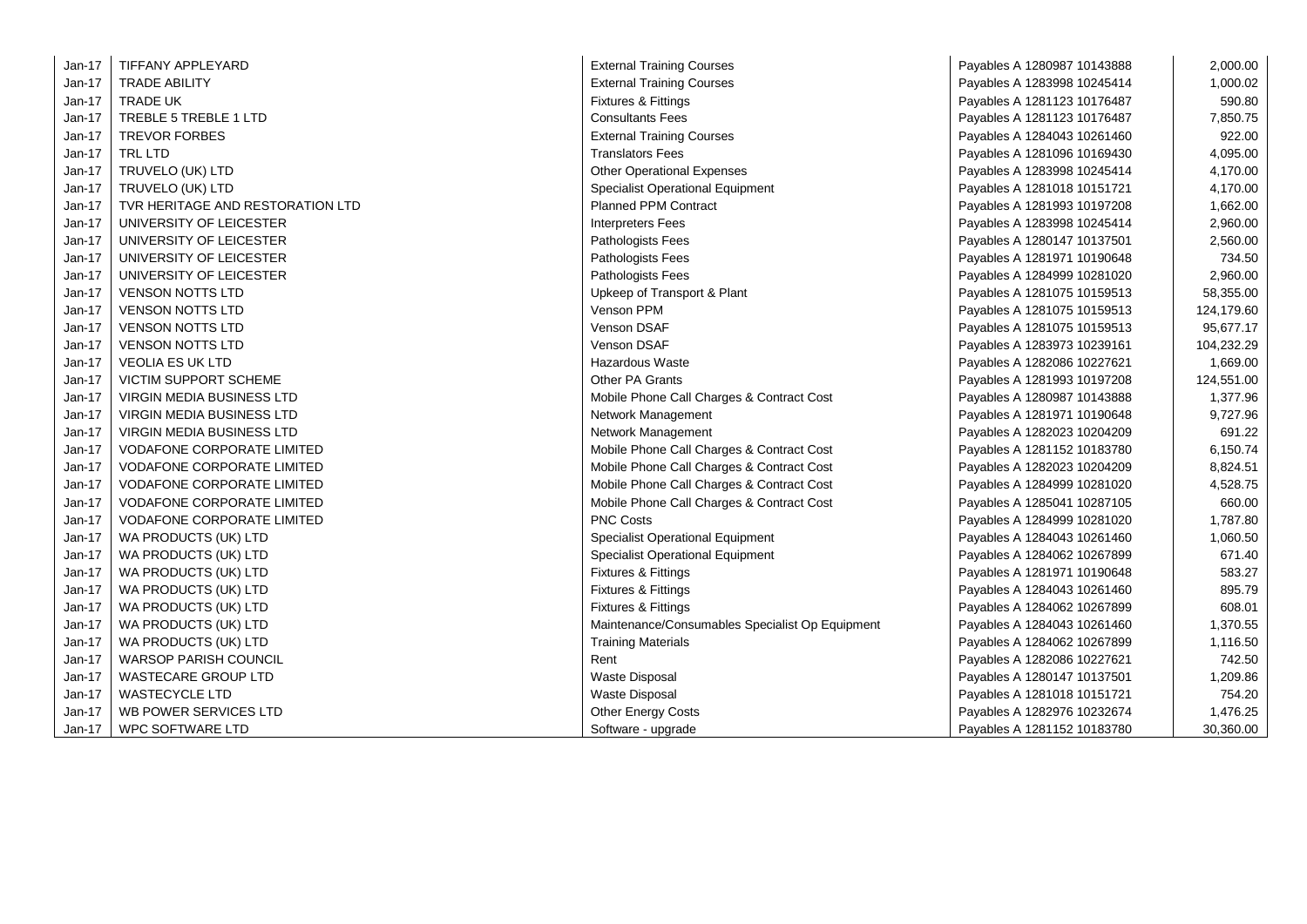| | | | | |
|---|---|---|---|---|
| Jan-17 | TIFFANY APPLEYARD | External Training Courses | Payables A 1280987 10143888 | 2,000.00 |
| Jan-17 | TRADE ABILITY | External Training Courses | Payables A 1283998 10245414 | 1,000.02 |
| Jan-17 | TRADE UK | Fixtures & Fittings | Payables A 1281123 10176487 | 590.80 |
| Jan-17 | TREBLE 5 TREBLE 1 LTD | Consultants Fees | Payables A 1281123 10176487 | 7,850.75 |
| Jan-17 | TREVOR FORBES | External Training Courses | Payables A 1284043 10261460 | 922.00 |
| Jan-17 | TRL LTD | Translators Fees | Payables A 1281096 10169430 | 4,095.00 |
| Jan-17 | TRUVELO (UK) LTD | Other Operational Expenses | Payables A 1283998 10245414 | 4,170.00 |
| Jan-17 | TRUVELO (UK) LTD | Specialist Operational Equipment | Payables A 1281018 10151721 | 4,170.00 |
| Jan-17 | TVR HERITAGE AND RESTORATION LTD | Planned PPM Contract | Payables A 1281993 10197208 | 1,662.00 |
| Jan-17 | UNIVERSITY OF LEICESTER | Interpreters Fees | Payables A 1283998 10245414 | 2,960.00 |
| Jan-17 | UNIVERSITY OF LEICESTER | Pathologists Fees | Payables A 1280147 10137501 | 2,560.00 |
| Jan-17 | UNIVERSITY OF LEICESTER | Pathologists Fees | Payables A 1281971 10190648 | 734.50 |
| Jan-17 | UNIVERSITY OF LEICESTER | Pathologists Fees | Payables A 1284999 10281020 | 2,960.00 |
| Jan-17 | VENSON NOTTS LTD | Upkeep of Transport & Plant | Payables A 1281075 10159513 | 58,355.00 |
| Jan-17 | VENSON NOTTS LTD | Venson PPM | Payables A 1281075 10159513 | 124,179.60 |
| Jan-17 | VENSON NOTTS LTD | Venson DSAF | Payables A 1281075 10159513 | 95,677.17 |
| Jan-17 | VENSON NOTTS LTD | Venson DSAF | Payables A 1283973 10239161 | 104,232.29 |
| Jan-17 | VEOLIA ES UK LTD | Hazardous Waste | Payables A 1282086 10227621 | 1,669.00 |
| Jan-17 | VICTIM SUPPORT SCHEME | Other PA Grants | Payables A 1281993 10197208 | 124,551.00 |
| Jan-17 | VIRGIN MEDIA BUSINESS LTD | Mobile Phone Call Charges & Contract Cost | Payables A 1280987 10143888 | 1,377.96 |
| Jan-17 | VIRGIN MEDIA BUSINESS LTD | Network Management | Payables A 1281971 10190648 | 9,727.96 |
| Jan-17 | VIRGIN MEDIA BUSINESS LTD | Network Management | Payables A 1282023 10204209 | 691.22 |
| Jan-17 | VODAFONE CORPORATE LIMITED | Mobile Phone Call Charges & Contract Cost | Payables A 1281152 10183780 | 6,150.74 |
| Jan-17 | VODAFONE CORPORATE LIMITED | Mobile Phone Call Charges & Contract Cost | Payables A 1282023 10204209 | 8,824.51 |
| Jan-17 | VODAFONE CORPORATE LIMITED | Mobile Phone Call Charges & Contract Cost | Payables A 1284999 10281020 | 4,528.75 |
| Jan-17 | VODAFONE CORPORATE LIMITED | Mobile Phone Call Charges & Contract Cost | Payables A 1285041 10287105 | 660.00 |
| Jan-17 | VODAFONE CORPORATE LIMITED | PNC Costs | Payables A 1284999 10281020 | 1,787.80 |
| Jan-17 | WA PRODUCTS (UK) LTD | Specialist Operational Equipment | Payables A 1284043 10261460 | 1,060.50 |
| Jan-17 | WA PRODUCTS (UK) LTD | Specialist Operational Equipment | Payables A 1284062 10267899 | 671.40 |
| Jan-17 | WA PRODUCTS (UK) LTD | Fixtures & Fittings | Payables A 1281971 10190648 | 583.27 |
| Jan-17 | WA PRODUCTS (UK) LTD | Fixtures & Fittings | Payables A 1284043 10261460 | 895.79 |
| Jan-17 | WA PRODUCTS (UK) LTD | Fixtures & Fittings | Payables A 1284062 10267899 | 608.01 |
| Jan-17 | WA PRODUCTS (UK) LTD | Maintenance/Consumables Specialist Op Equipment | Payables A 1284043 10261460 | 1,370.55 |
| Jan-17 | WA PRODUCTS (UK) LTD | Training Materials | Payables A 1284062 10267899 | 1,116.50 |
| Jan-17 | WARSOP PARISH COUNCIL | Rent | Payables A 1282086 10227621 | 742.50 |
| Jan-17 | WASTECARE GROUP LTD | Waste Disposal | Payables A 1280147 10137501 | 1,209.86 |
| Jan-17 | WASTECYCLE LTD | Waste Disposal | Payables A 1281018 10151721 | 754.20 |
| Jan-17 | WB POWER SERVICES LTD | Other Energy Costs | Payables A 1282976 10232674 | 1,476.25 |
| Jan-17 | WPC SOFTWARE LTD | Software - upgrade | Payables A 1281152 10183780 | 30,360.00 |